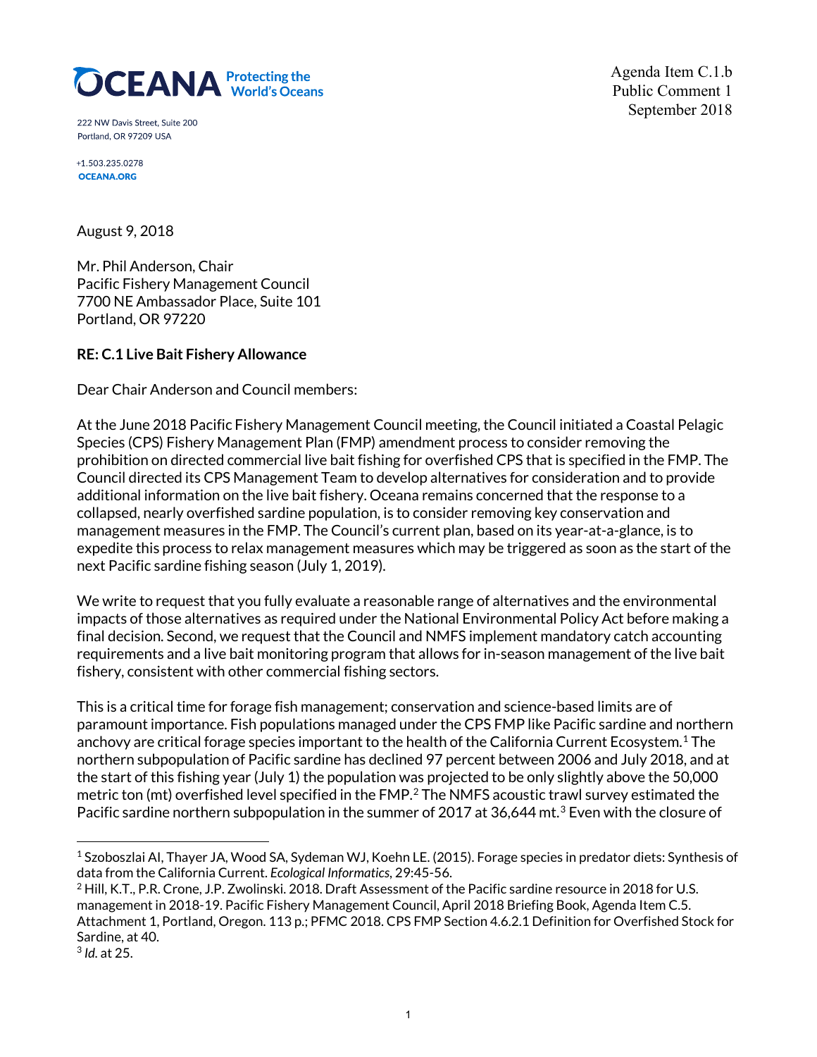**OCEANA** Protecting the World's Oceans

222 NW Davis Street, Suite 200
Portland, OR 97209 USA

+1.503.235.0278
OCEANA.ORG

Agenda Item C.1.b
Public Comment 1
September 2018

August 9, 2018

Mr. Phil Anderson, Chair
Pacific Fishery Management Council
7700 NE Ambassador Place, Suite 101
Portland, OR 97220

**RE: C.1 Live Bait Fishery Allowance**

Dear Chair Anderson and Council members:

At the June 2018 Pacific Fishery Management Council meeting, the Council initiated a Coastal Pelagic Species (CPS) Fishery Management Plan (FMP) amendment process to consider removing the prohibition on directed commercial live bait fishing for overfished CPS that is specified in the FMP. The Council directed its CPS Management Team to develop alternatives for consideration and to provide additional information on the live bait fishery. Oceana remains concerned that the response to a collapsed, nearly overfished sardine population, is to consider removing key conservation and management measures in the FMP. The Council's current plan, based on its year-at-a-glance, is to expedite this process to relax management measures which may be triggered as soon as the start of the next Pacific sardine fishing season (July 1, 2019).

We write to request that you fully evaluate a reasonable range of alternatives and the environmental impacts of those alternatives as required under the National Environmental Policy Act before making a final decision. Second, we request that the Council and NMFS implement mandatory catch accounting requirements and a live bait monitoring program that allows for in-season management of the live bait fishery, consistent with other commercial fishing sectors.

This is a critical time for forage fish management; conservation and science-based limits are of paramount importance. Fish populations managed under the CPS FMP like Pacific sardine and northern anchovy are critical forage species important to the health of the California Current Ecosystem.[1] The northern subpopulation of Pacific sardine has declined 97 percent between 2006 and July 2018, and at the start of this fishing year (July 1) the population was projected to be only slightly above the 50,000 metric ton (mt) overfished level specified in the FMP.[2] The NMFS acoustic trawl survey estimated the Pacific sardine northern subpopulation in the summer of 2017 at 36,644 mt.[3] Even with the closure of

---

[1] Szoboszlai AI, Thayer JA, Wood SA, Sydeman WJ, Koehn LE. (2015). Forage species in predator diets: Synthesis of data from the California Current. *Ecological Informatics*, 29:45-56.

[2] Hill, K.T., P.R. Crone, J.P. Zwolinski. 2018. Draft Assessment of the Pacific sardine resource in 2018 for U.S. management in 2018-19. Pacific Fishery Management Council, April 2018 Briefing Book, Agenda Item C.5. Attachment 1, Portland, Oregon. 113 p.; PFMC 2018. CPS FMP Section 4.6.2.1 Definition for Overfished Stock for Sardine, at 40.

[3] *Id.* at 25.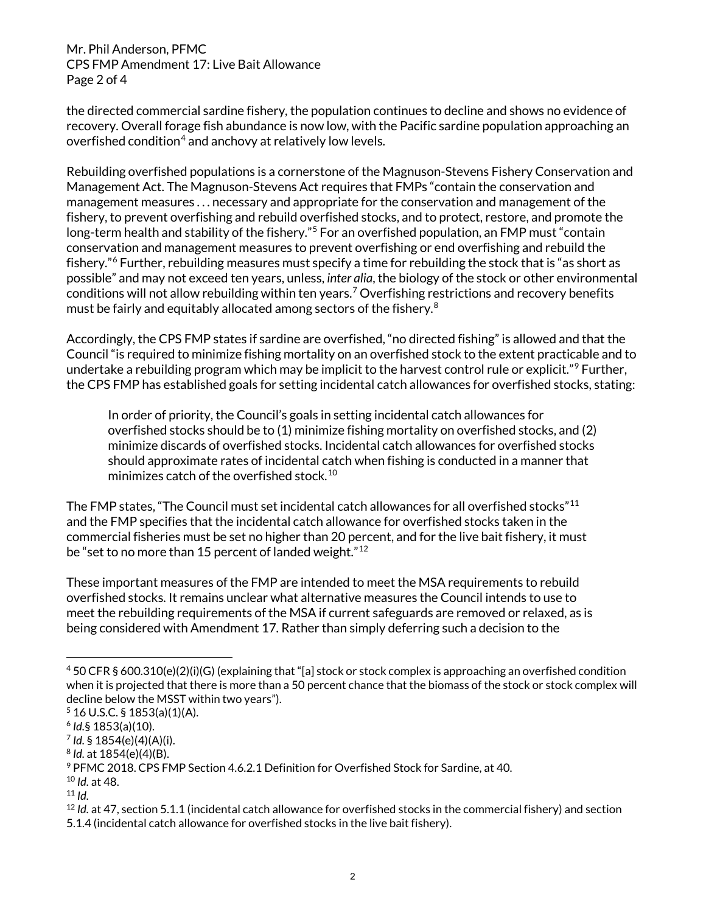the directed commercial sardine fishery, the population continues to decline and shows no evidence of recovery. Overall forage fish abundance is now low, with the Pacific sardine population approaching an overfished condition[4] and anchovy at relatively low levels.

Rebuilding overfished populations is a cornerstone of the Magnuson-Stevens Fishery Conservation and Management Act. The Magnuson-Stevens Act requires that FMPs "contain the conservation and management measures . . . necessary and appropriate for the conservation and management of the fishery, to prevent overfishing and rebuild overfished stocks, and to protect, restore, and promote the long-term health and stability of the fishery."[5] For an overfished population, an FMP must "contain conservation and management measures to prevent overfishing or end overfishing and rebuild the fishery."[6] Further, rebuilding measures must specify a time for rebuilding the stock that is "as short as possible" and may not exceed ten years, unless, *inter alia*, the biology of the stock or other environmental conditions will not allow rebuilding within ten years.[7] Overfishing restrictions and recovery benefits must be fairly and equitably allocated among sectors of the fishery.[8]

Accordingly, the CPS FMP states if sardine are overfished, "no directed fishing" is allowed and that the Council "is required to minimize fishing mortality on an overfished stock to the extent practicable and to undertake a rebuilding program which may be implicit to the harvest control rule or explicit."[9] Further, the CPS FMP has established goals for setting incidental catch allowances for overfished stocks, stating:

> In order of priority, the Council's goals in setting incidental catch allowances for overfished stocks should be to (1) minimize fishing mortality on overfished stocks, and (2) minimize discards of overfished stocks. Incidental catch allowances for overfished stocks should approximate rates of incidental catch when fishing is conducted in a manner that minimizes catch of the overfished stock.[10]

The FMP states, "The Council must set incidental catch allowances for all overfished stocks"[11] and the FMP specifies that the incidental catch allowance for overfished stocks taken in the commercial fisheries must be set no higher than 20 percent, and for the live bait fishery, it must be "set to no more than 15 percent of landed weight."[12]

These important measures of the FMP are intended to meet the MSA requirements to rebuild overfished stocks. It remains unclear what alternative measures the Council intends to use to meet the rebuilding requirements of the MSA if current safeguards are removed or relaxed, as is being considered with Amendment 17. Rather than simply deferring such a decision to the

---

[4] 50 CFR § 600.310(e)(2)(i)(G) (explaining that "[a] stock or stock complex is approaching an overfished condition when it is projected that there is more than a 50 percent chance that the biomass of the stock or stock complex will decline below the MSST within two years").

[5] 16 U.S.C. § 1853(a)(1)(A).

[6] *Id.*§ 1853(a)(10).

[7] *Id.* § 1854(e)(4)(A)(i).

[8] *Id.* at 1854(e)(4)(B).

[9] PFMC 2018. CPS FMP Section 4.6.2.1 Definition for Overfished Stock for Sardine, at 40.

[10] *Id.* at 48.

[11] *Id.*

[12] *Id.* at 47, section 5.1.1 (incidental catch allowance for overfished stocks in the commercial fishery) and section 5.1.4 (incidental catch allowance for overfished stocks in the live bait fishery).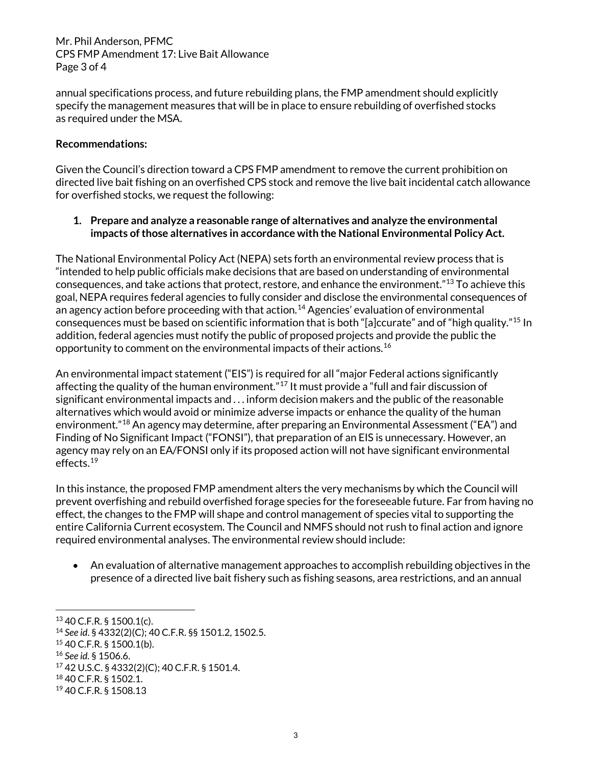annual specifications process, and future rebuilding plans, the FMP amendment should explicitly specify the management measures that will be in place to ensure rebuilding of overfished stocks as required under the MSA.

**Recommendations:**

Given the Council's direction toward a CPS FMP amendment to remove the current prohibition on directed live bait fishing on an overfished CPS stock and remove the live bait incidental catch allowance for overfished stocks, we request the following:

1. **Prepare and analyze a reasonable range of alternatives and analyze the environmental impacts of those alternatives in accordance with the National Environmental Policy Act.**

The National Environmental Policy Act (NEPA) sets forth an environmental review process that is "intended to help public officials make decisions that are based on understanding of environmental consequences, and take actions that protect, restore, and enhance the environment."[13] To achieve this goal, NEPA requires federal agencies to fully consider and disclose the environmental consequences of an agency action before proceeding with that action.[14] Agencies' evaluation of environmental consequences must be based on scientific information that is both "[a]ccurate" and of "high quality."[15] In addition, federal agencies must notify the public of proposed projects and provide the public the opportunity to comment on the environmental impacts of their actions.[16]

An environmental impact statement ("EIS") is required for all "major Federal actions significantly affecting the quality of the human environment."[17] It must provide a "full and fair discussion of significant environmental impacts and . . . inform decision makers and the public of the reasonable alternatives which would avoid or minimize adverse impacts or enhance the quality of the human environment."[18] An agency may determine, after preparing an Environmental Assessment ("EA") and Finding of No Significant Impact ("FONSI"), that preparation of an EIS is unnecessary. However, an agency may rely on an EA/FONSI only if its proposed action will not have significant environmental effects.[19]

In this instance, the proposed FMP amendment alters the very mechanisms by which the Council will prevent overfishing and rebuild overfished forage species for the foreseeable future. Far from having no effect, the changes to the FMP will shape and control management of species vital to supporting the entire California Current ecosystem. The Council and NMFS should not rush to final action and ignore required environmental analyses. The environmental review should include:

- An evaluation of alternative management approaches to accomplish rebuilding objectives in the presence of a directed live bait fishery such as fishing seasons, area restrictions, and an annual

---

[13] 40 C.F.R. § 1500.1(c).

[14] *See id*. § 4332(2)(C); 40 C.F.R. §§ 1501.2, 1502.5.

[15] 40 C.F.R. § 1500.1(b).

[16] *See id.* § 1506.6.

[17] 42 U.S.C. § 4332(2)(C); 40 C.F.R. § 1501.4.

[18] 40 C.F.R. § 1502.1.

[19] 40 C.F.R. § 1508.13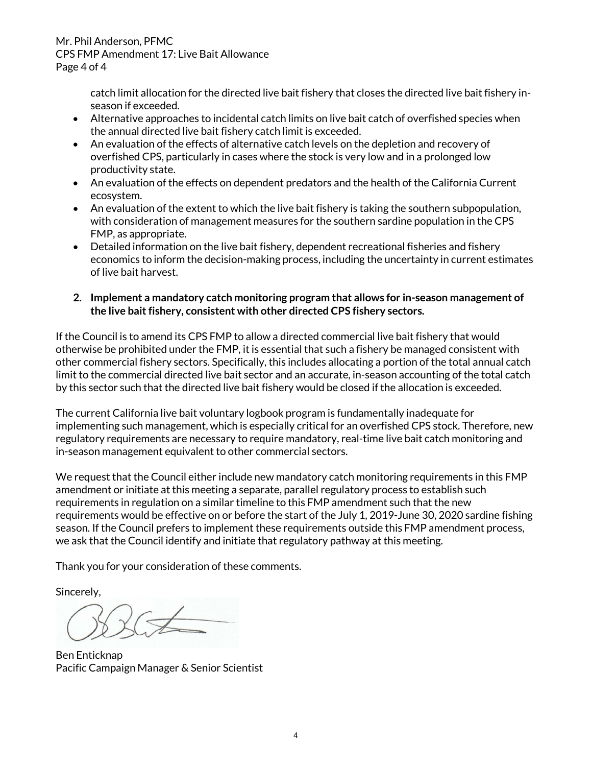catch limit allocation for the directed live bait fishery that closes the directed live bait fishery in-season if exceeded.

- Alternative approaches to incidental catch limits on live bait catch of overfished species when the annual directed live bait fishery catch limit is exceeded.
- An evaluation of the effects of alternative catch levels on the depletion and recovery of overfished CPS, particularly in cases where the stock is very low and in a prolonged low productivity state.
- An evaluation of the effects on dependent predators and the health of the California Current ecosystem.
- An evaluation of the extent to which the live bait fishery is taking the southern subpopulation, with consideration of management measures for the southern sardine population in the CPS FMP, as appropriate.
- Detailed information on the live bait fishery, dependent recreational fisheries and fishery economics to inform the decision-making process, including the uncertainty in current estimates of live bait harvest.

**2. Implement a mandatory catch monitoring program that allows for in-season management of the live bait fishery, consistent with other directed CPS fishery sectors.**

If the Council is to amend its CPS FMP to allow a directed commercial live bait fishery that would otherwise be prohibited under the FMP, it is essential that such a fishery be managed consistent with other commercial fishery sectors. Specifically, this includes allocating a portion of the total annual catch limit to the commercial directed live bait sector and an accurate, in-season accounting of the total catch by this sector such that the directed live bait fishery would be closed if the allocation is exceeded.

The current California live bait voluntary logbook program is fundamentally inadequate for implementing such management, which is especially critical for an overfished CPS stock. Therefore, new regulatory requirements are necessary to require mandatory, real-time live bait catch monitoring and in-season management equivalent to other commercial sectors.

We request that the Council either include new mandatory catch monitoring requirements in this FMP amendment or initiate at this meeting a separate, parallel regulatory process to establish such requirements in regulation on a similar timeline to this FMP amendment such that the new requirements would be effective on or before the start of the July 1, 2019-June 30, 2020 sardine fishing season. If the Council prefers to implement these requirements outside this FMP amendment process, we ask that the Council identify and initiate that regulatory pathway at this meeting.

Thank you for your consideration of these comments.

Sincerely,

Ben Enticknap
Pacific Campaign Manager & Senior Scientist